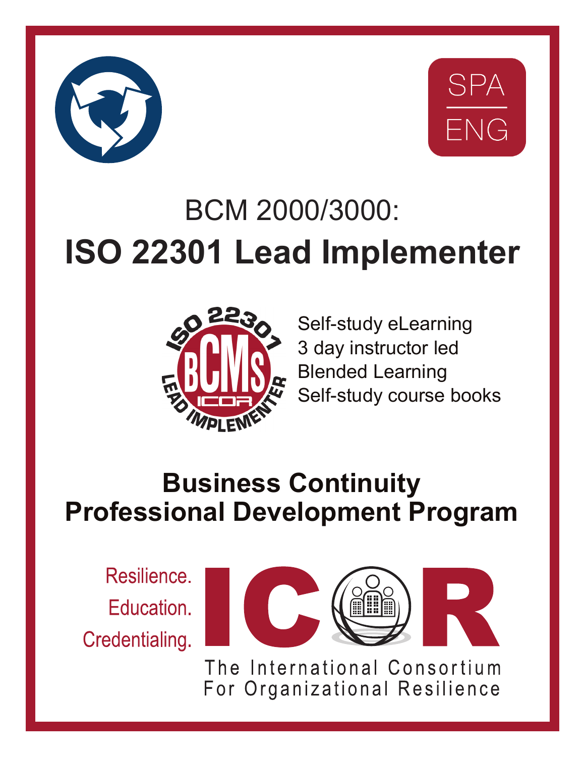SPA
ENG

# BCM 2000/3000:
# ISO 22301 Lead Implementer

- Self-study eLearning
- 3 day instructor led
- Blended Learning
- Self-study course books

## Business Continuity Professional Development Program

Resilience.
Education.
Credentialing.

ICOR

The International Consortium For Organizational Resilience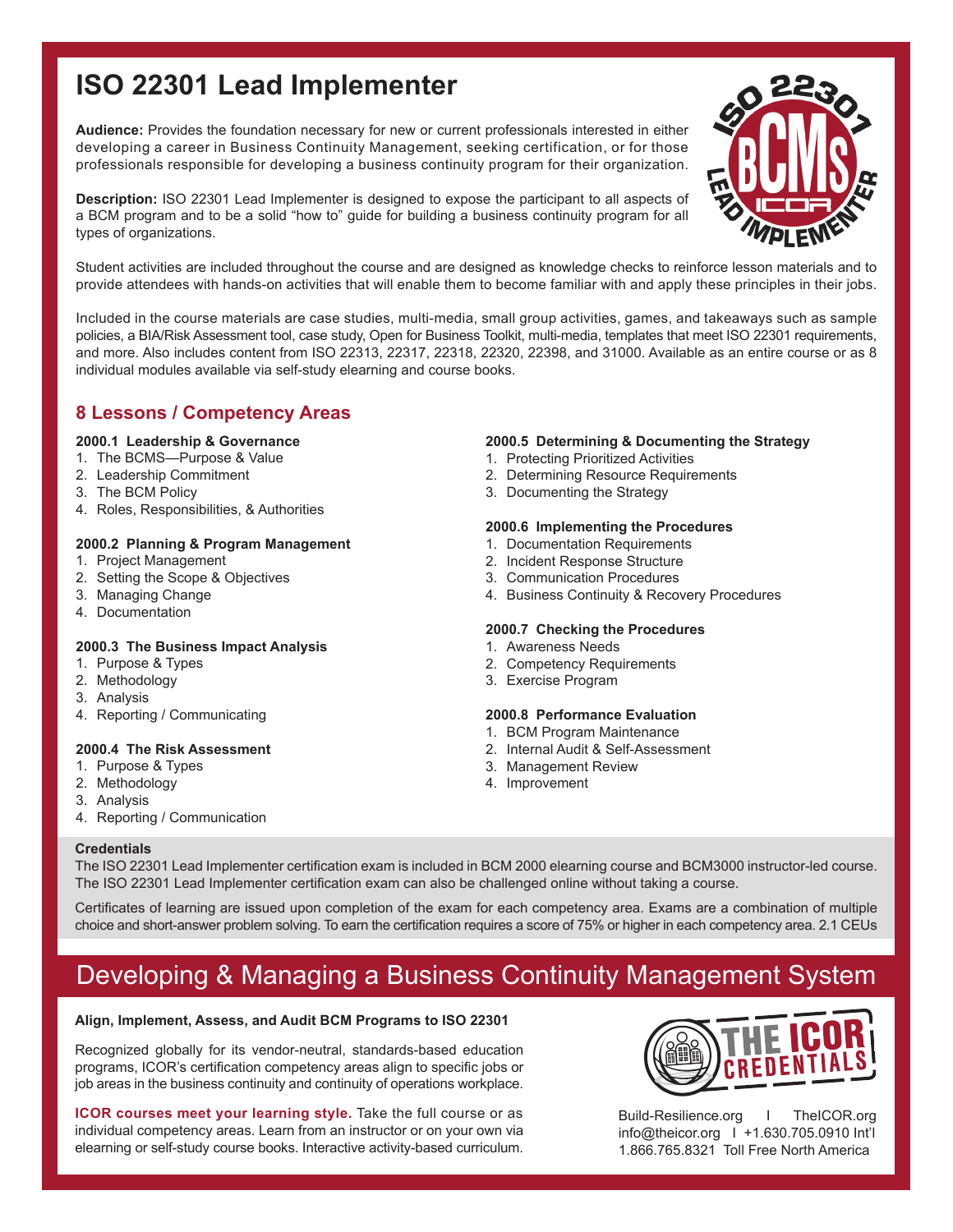# ISO 22301 Lead Implementer

**Audience:** Provides the foundation necessary for new or current professionals interested in either developing a career in Business Continuity Management, seeking certification, or for those professionals responsible for developing a business continuity program for their organization.

**Description:** ISO 22301 Lead Implementer is designed to expose the participant to all aspects of a BCM program and to be a solid "how to" guide for building a business continuity program for all types of organizations.

Student activities are included throughout the course and are designed as knowledge checks to reinforce lesson materials and to provide attendees with hands-on activities that will enable them to become familiar with and apply these principles in their jobs.

Included in the course materials are case studies, multi-media, small group activities, games, and takeaways such as sample policies, a BIA/Risk Assessment tool, case study, Open for Business Toolkit, multi-media, templates that meet ISO 22301 requirements, and more. Also includes content from ISO 22313, 22317, 22318, 22320, 22398, and 31000. Available as an entire course or as 8 individual modules available via self-study elearning and course books.

## 8 Lessons / Competency Areas

**2000.1 Leadership & Governance**
1. The BCMS—Purpose & Value
2. Leadership Commitment
3. The BCM Policy
4. Roles, Responsibilities, & Authorities

**2000.2 Planning & Program Management**
1. Project Management
2. Setting the Scope & Objectives
3. Managing Change
4. Documentation

**2000.3 The Business Impact Analysis**
1. Purpose & Types
2. Methodology
3. Analysis
4. Reporting / Communicating

**2000.4 The Risk Assessment**
1. Purpose & Types
2. Methodology
3. Analysis
4. Reporting / Communication

**2000.5 Determining & Documenting the Strategy**
1. Protecting Prioritized Activities
2. Determining Resource Requirements
3. Documenting the Strategy

**2000.6 Implementing the Procedures**
1. Documentation Requirements
2. Incident Response Structure
3. Communication Procedures
4. Business Continuity & Recovery Procedures

**2000.7 Checking the Procedures**
1. Awareness Needs
2. Competency Requirements
3. Exercise Program

**2000.8 Performance Evaluation**
1. BCM Program Maintenance
2. Internal Audit & Self-Assessment
3. Management Review
4. Improvement

**Credentials**

The ISO 22301 Lead Implementer certification exam is included in BCM 2000 elearning course and BCM3000 instructor-led course. The ISO 22301 Lead Implementer certification exam can also be challenged online without taking a course.

Certificates of learning are issued upon completion of the exam for each competency area. Exams are a combination of multiple choice and short-answer problem solving. To earn the certification requires a score of 75% or higher in each competency area. 2.1 CEUs

# Developing & Managing a Business Continuity Management System

**Align, Implement, Assess, and Audit BCM Programs to ISO 22301**

Recognized globally for its vendor-neutral, standards-based education programs, ICOR's certification competency areas align to specific jobs or job areas in the business continuity and continuity of operations workplace.

**ICOR courses meet your learning style.** Take the full course or as individual competency areas. Learn from an instructor or on your own via elearning or self-study course books. Interactive activity-based curriculum.

Build-Resilience.org | TheICOR.org
info@theicor.org | +1.630.705.0910 Int'l
1.866.765.8321 Toll Free North America